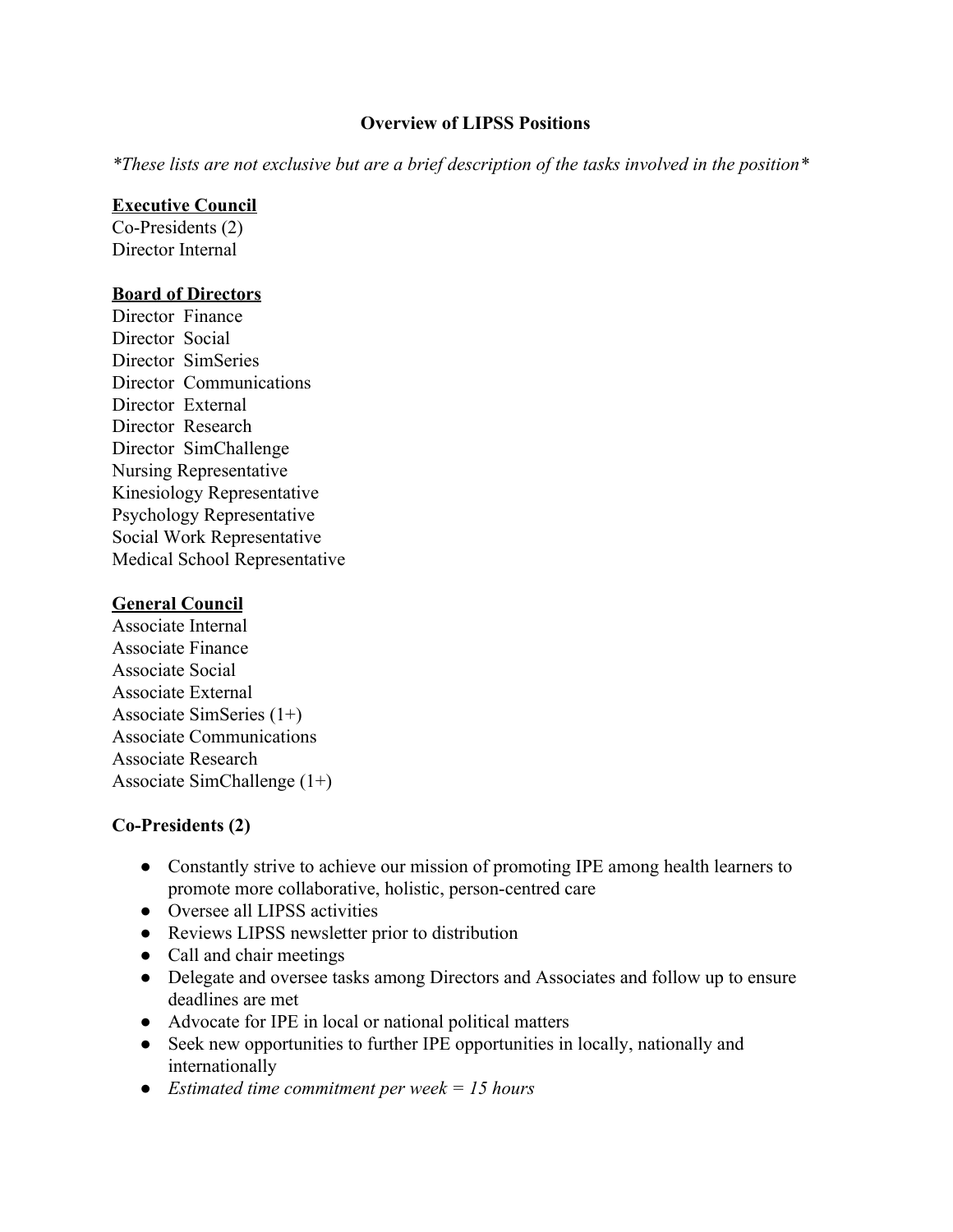# Overview of LIPSS Positions

*\*These lists are not exclusive but are a brief description of the tasks involved in the position\**

**<u>Executive Council</u>**
Co-Presidents (2)
Director Internal

**<u>Board of Directors</u>**
Director Finance
Director Social
Director SimSeries
Director Communications
Director External
Director Research
Director SimChallenge
Nursing Representative
Kinesiology Representative
Psychology Representative
Social Work Representative
Medical School Representative

**<u>General Council</u>**
Associate Internal
Associate Finance
Associate Social
Associate External
Associate SimSeries (1+)
Associate Communications
Associate Research
Associate SimChallenge (1+)

## Co-Presidents (2)

- Constantly strive to achieve our mission of promoting IPE among health learners to promote more collaborative, holistic, person-centred care
- Oversee all LIPSS activities
- Reviews LIPSS newsletter prior to distribution
- Call and chair meetings
- Delegate and oversee tasks among Directors and Associates and follow up to ensure deadlines are met
- Advocate for IPE in local or national political matters
- Seek new opportunities to further IPE opportunities in locally, nationally and internationally
- *Estimated time commitment per week = 15 hours*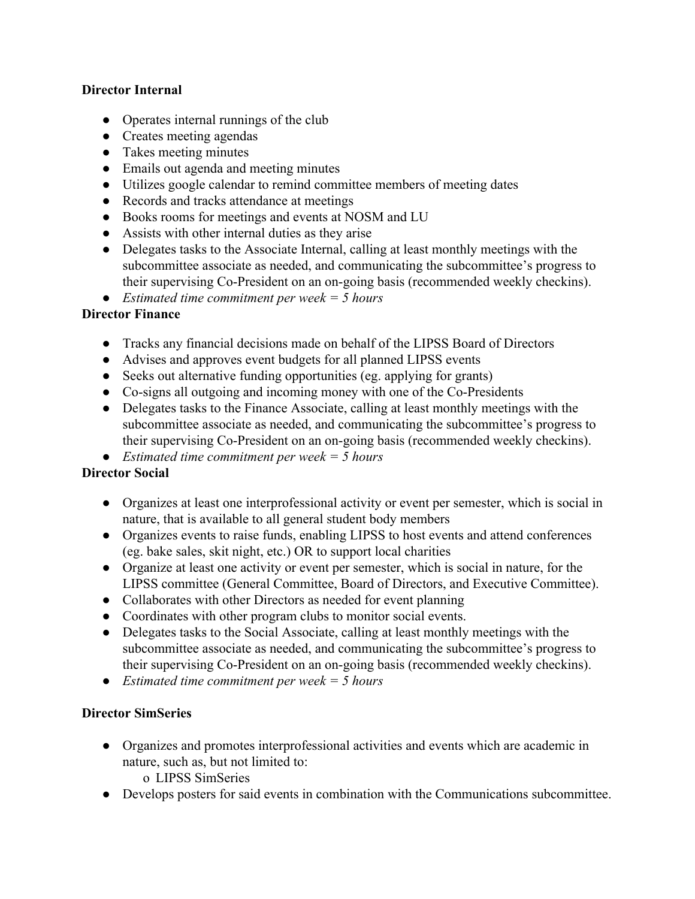**Director Internal**

- Operates internal runnings of the club
- Creates meeting agendas
- Takes meeting minutes
- Emails out agenda and meeting minutes
- Utilizes google calendar to remind committee members of meeting dates
- Records and tracks attendance at meetings
- Books rooms for meetings and events at NOSM and LU
- Assists with other internal duties as they arise
- Delegates tasks to the Associate Internal, calling at least monthly meetings with the subcommittee associate as needed, and communicating the subcommittee's progress to their supervising Co-President on an on-going basis (recommended weekly checkins).
- *Estimated time commitment per week = 5 hours*

**Director Finance**

- Tracks any financial decisions made on behalf of the LIPSS Board of Directors
- Advises and approves event budgets for all planned LIPSS events
- Seeks out alternative funding opportunities (eg. applying for grants)
- Co-signs all outgoing and incoming money with one of the Co-Presidents
- Delegates tasks to the Finance Associate, calling at least monthly meetings with the subcommittee associate as needed, and communicating the subcommittee's progress to their supervising Co-President on an on-going basis (recommended weekly checkins).
- *Estimated time commitment per week = 5 hours*

**Director Social**

- Organizes at least one interprofessional activity or event per semester, which is social in nature, that is available to all general student body members
- Organizes events to raise funds, enabling LIPSS to host events and attend conferences (eg. bake sales, skit night, etc.) OR to support local charities
- Organize at least one activity or event per semester, which is social in nature, for the LIPSS committee (General Committee, Board of Directors, and Executive Committee).
- Collaborates with other Directors as needed for event planning
- Coordinates with other program clubs to monitor social events.
- Delegates tasks to the Social Associate, calling at least monthly meetings with the subcommittee associate as needed, and communicating the subcommittee's progress to their supervising Co-President on an on-going basis (recommended weekly checkins).
- *Estimated time commitment per week = 5 hours*

**Director SimSeries**

- Organizes and promotes interprofessional activities and events which are academic in nature, such as, but not limited to:
  - LIPSS SimSeries
- Develops posters for said events in combination with the Communications subcommittee.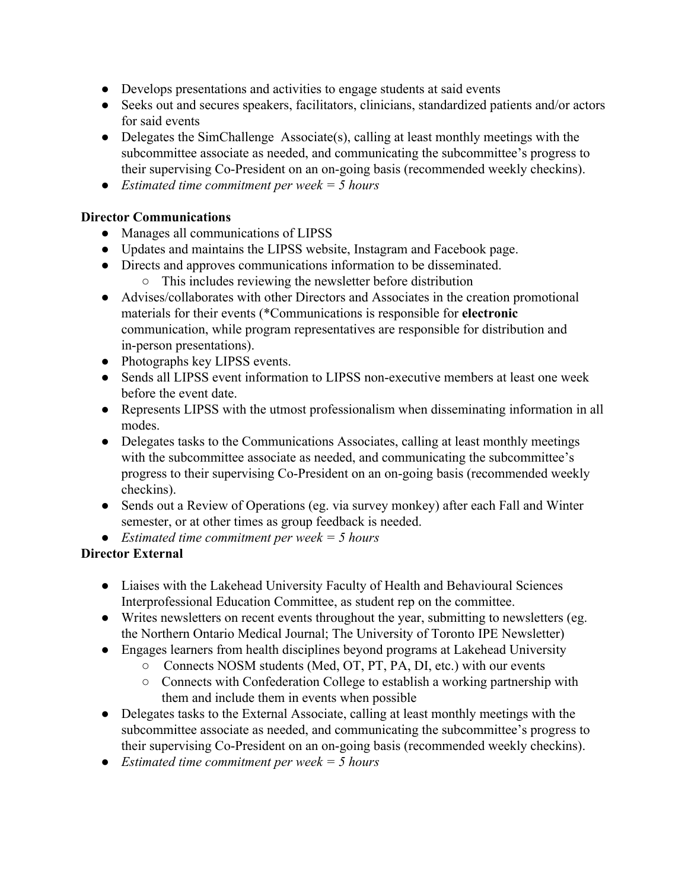- Develops presentations and activities to engage students at said events
- Seeks out and secures speakers, facilitators, clinicians, standardized patients and/or actors for said events
- Delegates the SimChallenge  Associate(s), calling at least monthly meetings with the subcommittee associate as needed, and communicating the subcommittee's progress to their supervising Co-President on an on-going basis (recommended weekly checkins).
- *Estimated time commitment per week = 5 hours*

**Director Communications**

- Manages all communications of LIPSS
- Updates and maintains the LIPSS website, Instagram and Facebook page.
- Directs and approves communications information to be disseminated.
  - This includes reviewing the newsletter before distribution
- Advises/collaborates with other Directors and Associates in the creation promotional materials for their events (*Communications is responsible for **electronic** communication, while program representatives are responsible for distribution and in-person presentations).
- Photographs key LIPSS events.
- Sends all LIPSS event information to LIPSS non-executive members at least one week before the event date.
- Represents LIPSS with the utmost professionalism when disseminating information in all modes.
- Delegates tasks to the Communications Associates, calling at least monthly meetings with the subcommittee associate as needed, and communicating the subcommittee's progress to their supervising Co-President on an on-going basis (recommended weekly checkins).
- Sends out a Review of Operations (eg. via survey monkey) after each Fall and Winter semester, or at other times as group feedback is needed.
- *Estimated time commitment per week = 5 hours*

**Director External**

- Liaises with the Lakehead University Faculty of Health and Behavioural Sciences Interprofessional Education Committee, as student rep on the committee.
- Writes newsletters on recent events throughout the year, submitting to newsletters (eg. the Northern Ontario Medical Journal; The University of Toronto IPE Newsletter)
- Engages learners from health disciplines beyond programs at Lakehead University
  - Connects NOSM students (Med, OT, PT, PA, DI, etc.) with our events
  - Connects with Confederation College to establish a working partnership with them and include them in events when possible
- Delegates tasks to the External Associate, calling at least monthly meetings with the subcommittee associate as needed, and communicating the subcommittee's progress to their supervising Co-President on an on-going basis (recommended weekly checkins).
- *Estimated time commitment per week = 5 hours*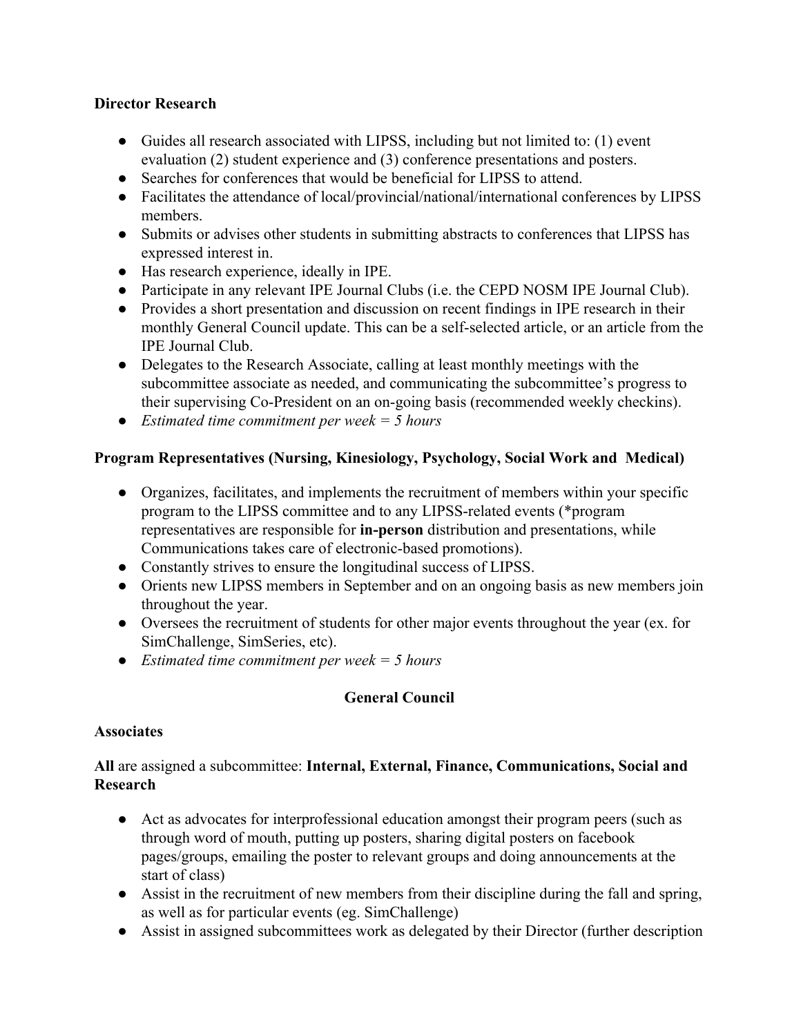**Director Research**

- Guides all research associated with LIPSS, including but not limited to: (1) event evaluation (2) student experience and (3) conference presentations and posters.
- Searches for conferences that would be beneficial for LIPSS to attend.
- Facilitates the attendance of local/provincial/national/international conferences by LIPSS members.
- Submits or advises other students in submitting abstracts to conferences that LIPSS has expressed interest in.
- Has research experience, ideally in IPE.
- Participate in any relevant IPE Journal Clubs (i.e. the CEPD NOSM IPE Journal Club).
- Provides a short presentation and discussion on recent findings in IPE research in their monthly General Council update. This can be a self-selected article, or an article from the IPE Journal Club.
- Delegates to the Research Associate, calling at least monthly meetings with the subcommittee associate as needed, and communicating the subcommittee's progress to their supervising Co-President on an on-going basis (recommended weekly checkins).
- *Estimated time commitment per week = 5 hours*

**Program Representatives (Nursing, Kinesiology, Psychology, Social Work and Medical)**

- Organizes, facilitates, and implements the recruitment of members within your specific program to the LIPSS committee and to any LIPSS-related events (*program representatives are responsible for **in-person** distribution and presentations, while Communications takes care of electronic-based promotions).
- Constantly strives to ensure the longitudinal success of LIPSS.
- Orients new LIPSS members in September and on an ongoing basis as new members join throughout the year.
- Oversees the recruitment of students for other major events throughout the year (ex. for SimChallenge, SimSeries, etc).
- *Estimated time commitment per week = 5 hours*

## General Council

**Associates**

**All** are assigned a subcommittee: **Internal, External, Finance, Communications, Social and Research**

- Act as advocates for interprofessional education amongst their program peers (such as through word of mouth, putting up posters, sharing digital posters on facebook pages/groups, emailing the poster to relevant groups and doing announcements at the start of class)
- Assist in the recruitment of new members from their discipline during the fall and spring, as well as for particular events (eg. SimChallenge)
- Assist in assigned subcommittees work as delegated by their Director (further description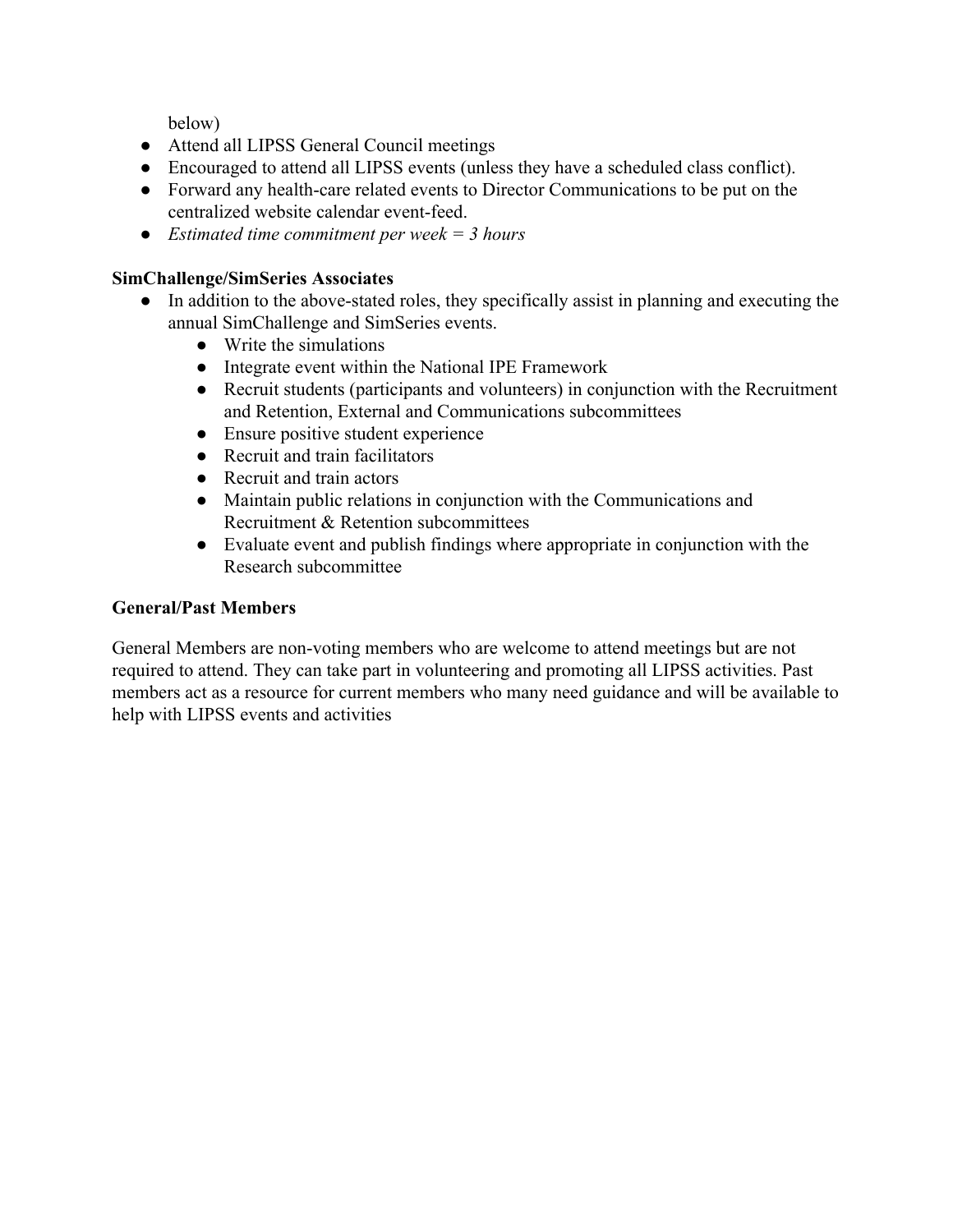below)

- Attend all LIPSS General Council meetings
- Encouraged to attend all LIPSS events (unless they have a scheduled class conflict).
- Forward any health-care related events to Director Communications to be put on the centralized website calendar event-feed.
- *Estimated time commitment per week = 3 hours*

**SimChallenge/SimSeries Associates**

- In addition to the above-stated roles, they specifically assist in planning and executing the annual SimChallenge and SimSeries events.
    - Write the simulations
    - Integrate event within the National IPE Framework
    - Recruit students (participants and volunteers) in conjunction with the Recruitment and Retention, External and Communications subcommittees
    - Ensure positive student experience
    - Recruit and train facilitators
    - Recruit and train actors
    - Maintain public relations in conjunction with the Communications and Recruitment & Retention subcommittees
    - Evaluate event and publish findings where appropriate in conjunction with the Research subcommittee

**General/Past Members**

General Members are non-voting members who are welcome to attend meetings but are not required to attend. They can take part in volunteering and promoting all LIPSS activities. Past members act as a resource for current members who many need guidance and will be available to help with LIPSS events and activities